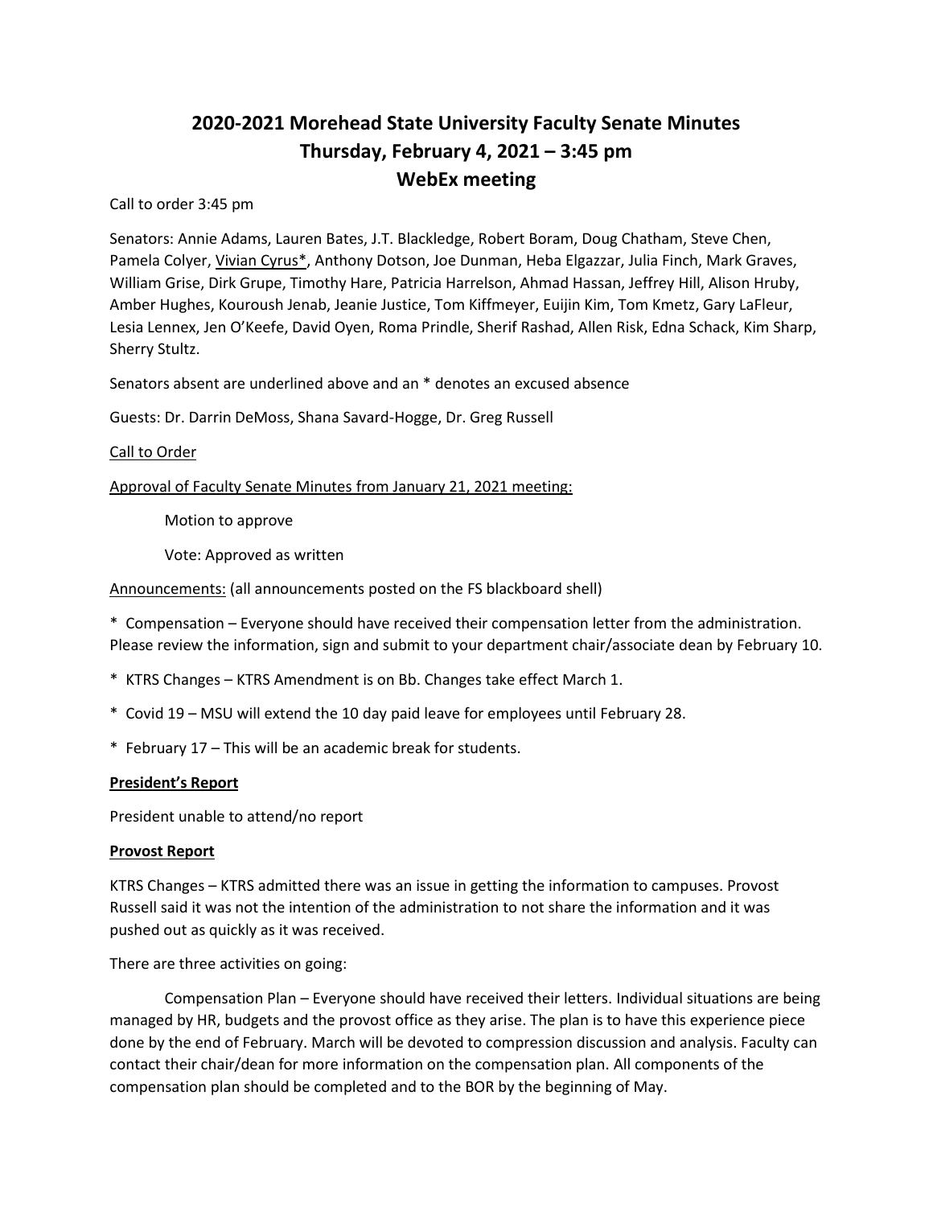# 2020-2021 Morehead State University Faculty Senate Minutes
# Thursday, February 4, 2021 – 3:45 pm
# WebEx meeting

Call to order 3:45 pm

Senators: Annie Adams, Lauren Bates, J.T. Blackledge, Robert Boram, Doug Chatham, Steve Chen, Pamela Colyer, <u>Vivian Cyrus*</u>, Anthony Dotson, Joe Dunman, Heba Elgazzar, Julia Finch, Mark Graves, William Grise, Dirk Grupe, Timothy Hare, Patricia Harrelson, Ahmad Hassan, Jeffrey Hill, Alison Hruby, Amber Hughes, Kouroush Jenab, Jeanie Justice, Tom Kiffmeyer, Euijin Kim, Tom Kmetz, Gary LaFleur, Lesia Lennex, Jen O'Keefe, David Oyen, Roma Prindle, Sherif Rashad, Allen Risk, Edna Schack, Kim Sharp, Sherry Stultz.

Senators absent are underlined above and an * denotes an excused absence

Guests: Dr. Darrin DeMoss, Shana Savard-Hogge, Dr. Greg Russell

<u>Call to Order</u>

<u>Approval of Faculty Senate Minutes from January 21, 2021 meeting:</u>

Motion to approve

Vote: Approved as written

<u>Announcements:</u> (all announcements posted on the FS blackboard shell)

* Compensation – Everyone should have received their compensation letter from the administration. Please review the information, sign and submit to your department chair/associate dean by February 10.

* KTRS Changes – KTRS Amendment is on Bb. Changes take effect March 1.

* Covid 19 – MSU will extend the 10 day paid leave for employees until February 28.

* February 17 – This will be an academic break for students.

**<u>President's Report</u>**

President unable to attend/no report

**<u>Provost Report</u>**

KTRS Changes – KTRS admitted there was an issue in getting the information to campuses. Provost Russell said it was not the intention of the administration to not share the information and it was pushed out as quickly as it was received.

There are three activities on going:

Compensation Plan – Everyone should have received their letters. Individual situations are being managed by HR, budgets and the provost office as they arise. The plan is to have this experience piece done by the end of February. March will be devoted to compression discussion and analysis. Faculty can contact their chair/dean for more information on the compensation plan. All components of the compensation plan should be completed and to the BOR by the beginning of May.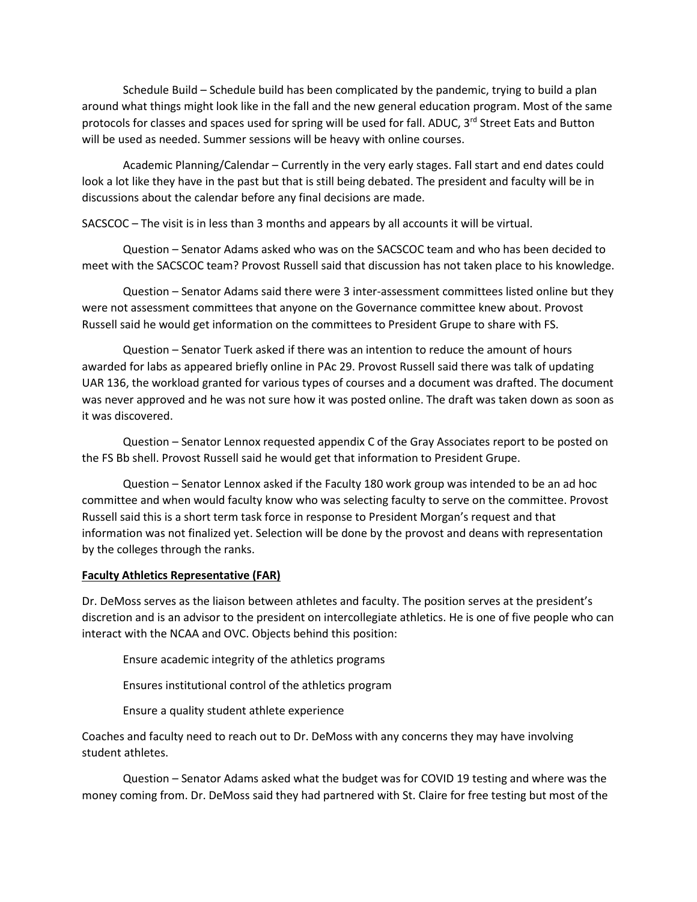Schedule Build – Schedule build has been complicated by the pandemic, trying to build a plan around what things might look like in the fall and the new general education program. Most of the same protocols for classes and spaces used for spring will be used for fall. ADUC, 3rd Street Eats and Button will be used as needed. Summer sessions will be heavy with online courses.

Academic Planning/Calendar – Currently in the very early stages. Fall start and end dates could look a lot like they have in the past but that is still being debated. The president and faculty will be in discussions about the calendar before any final decisions are made.

SACSCOC – The visit is in less than 3 months and appears by all accounts it will be virtual.

Question – Senator Adams asked who was on the SACSCOC team and who has been decided to meet with the SACSCOC team? Provost Russell said that discussion has not taken place to his knowledge.

Question – Senator Adams said there were 3 inter-assessment committees listed online but they were not assessment committees that anyone on the Governance committee knew about. Provost Russell said he would get information on the committees to President Grupe to share with FS.

Question – Senator Tuerk asked if there was an intention to reduce the amount of hours awarded for labs as appeared briefly online in PAc 29. Provost Russell said there was talk of updating UAR 136, the workload granted for various types of courses and a document was drafted. The document was never approved and he was not sure how it was posted online. The draft was taken down as soon as it was discovered.

Question – Senator Lennox requested appendix C of the Gray Associates report to be posted on the FS Bb shell. Provost Russell said he would get that information to President Grupe.

Question – Senator Lennox asked if the Faculty 180 work group was intended to be an ad hoc committee and when would faculty know who was selecting faculty to serve on the committee. Provost Russell said this is a short term task force in response to President Morgan's request and that information was not finalized yet. Selection will be done by the provost and deans with representation by the colleges through the ranks.

**Faculty Athletics Representative (FAR)**

Dr. DeMoss serves as the liaison between athletes and faculty. The position serves at the president's discretion and is an advisor to the president on intercollegiate athletics. He is one of five people who can interact with the NCAA and OVC. Objects behind this position:

Ensure academic integrity of the athletics programs

Ensures institutional control of the athletics program

Ensure a quality student athlete experience

Coaches and faculty need to reach out to Dr. DeMoss with any concerns they may have involving student athletes.

Question – Senator Adams asked what the budget was for COVID 19 testing and where was the money coming from. Dr. DeMoss said they had partnered with St. Claire for free testing but most of the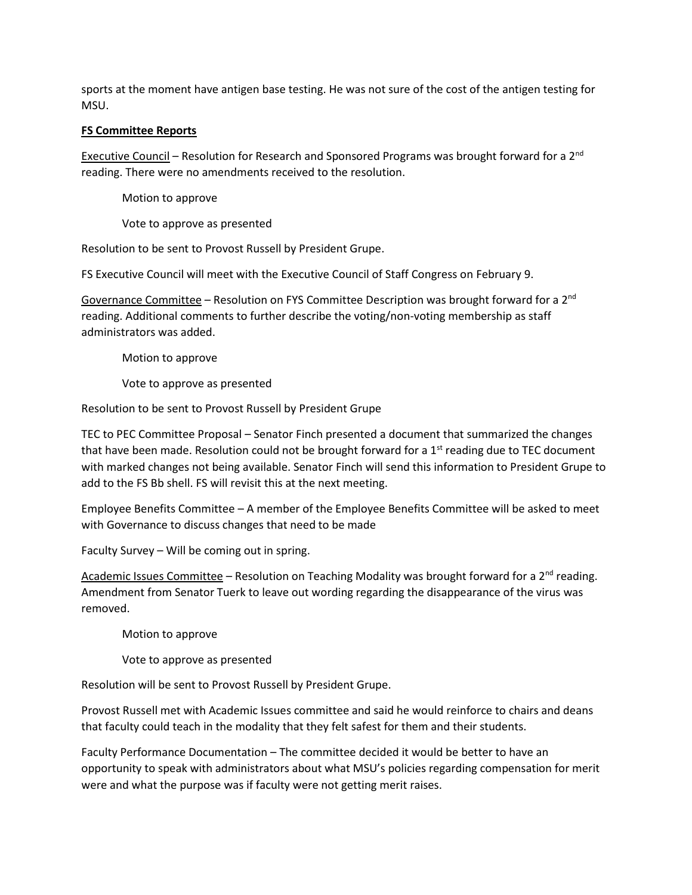sports at the moment have antigen base testing. He was not sure of the cost of the antigen testing for MSU.

**FS Committee Reports**

Executive Council – Resolution for Research and Sponsored Programs was brought forward for a 2nd reading. There were no amendments received to the resolution.

Motion to approve

Vote to approve as presented

Resolution to be sent to Provost Russell by President Grupe.

FS Executive Council will meet with the Executive Council of Staff Congress on February 9.

Governance Committee – Resolution on FYS Committee Description was brought forward for a 2nd reading. Additional comments to further describe the voting/non-voting membership as staff administrators was added.

Motion to approve

Vote to approve as presented

Resolution to be sent to Provost Russell by President Grupe

TEC to PEC Committee Proposal – Senator Finch presented a document that summarized the changes that have been made. Resolution could not be brought forward for a 1st reading due to TEC document with marked changes not being available. Senator Finch will send this information to President Grupe to add to the FS Bb shell. FS will revisit this at the next meeting.

Employee Benefits Committee – A member of the Employee Benefits Committee will be asked to meet with Governance to discuss changes that need to be made

Faculty Survey – Will be coming out in spring.

Academic Issues Committee – Resolution on Teaching Modality was brought forward for a 2nd reading. Amendment from Senator Tuerk to leave out wording regarding the disappearance of the virus was removed.

Motion to approve

Vote to approve as presented

Resolution will be sent to Provost Russell by President Grupe.

Provost Russell met with Academic Issues committee and said he would reinforce to chairs and deans that faculty could teach in the modality that they felt safest for them and their students.

Faculty Performance Documentation – The committee decided it would be better to have an opportunity to speak with administrators about what MSU's policies regarding compensation for merit were and what the purpose was if faculty were not getting merit raises.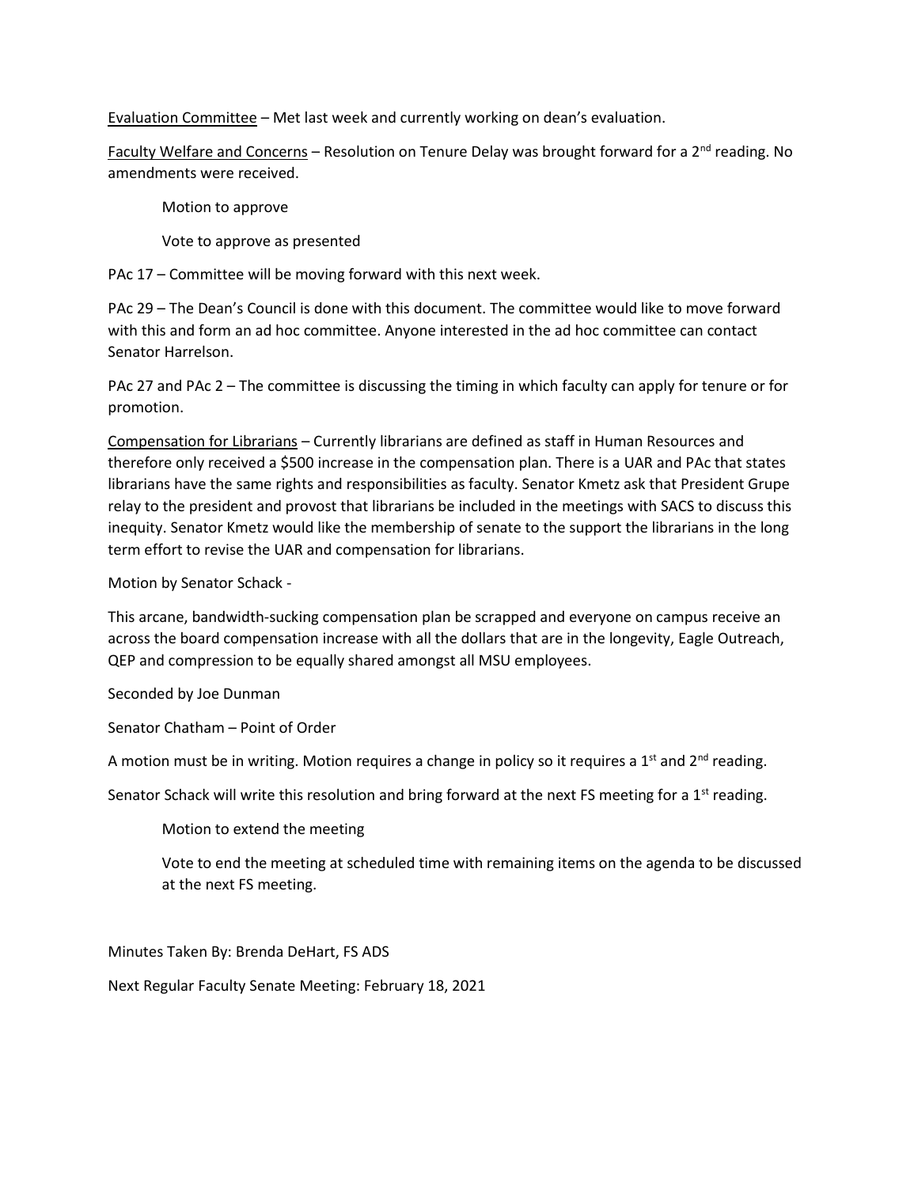Evaluation Committee – Met last week and currently working on dean's evaluation.

Faculty Welfare and Concerns – Resolution on Tenure Delay was brought forward for a 2nd reading. No amendments were received.

> Motion to approve
>
> Vote to approve as presented

PAc 17 – Committee will be moving forward with this next week.

PAc 29 – The Dean's Council is done with this document. The committee would like to move forward with this and form an ad hoc committee. Anyone interested in the ad hoc committee can contact Senator Harrelson.

PAc 27 and PAc 2 – The committee is discussing the timing in which faculty can apply for tenure or for promotion.

Compensation for Librarians – Currently librarians are defined as staff in Human Resources and therefore only received a $500 increase in the compensation plan. There is a UAR and PAc that states librarians have the same rights and responsibilities as faculty. Senator Kmetz ask that President Grupe relay to the president and provost that librarians be included in the meetings with SACS to discuss this inequity. Senator Kmetz would like the membership of senate to the support the librarians in the long term effort to revise the UAR and compensation for librarians.

Motion by Senator Schack -

This arcane, bandwidth-sucking compensation plan be scrapped and everyone on campus receive an across the board compensation increase with all the dollars that are in the longevity, Eagle Outreach, QEP and compression to be equally shared amongst all MSU employees.

Seconded by Joe Dunman

Senator Chatham – Point of Order

A motion must be in writing. Motion requires a change in policy so it requires a 1st and 2nd reading.

Senator Schack will write this resolution and bring forward at the next FS meeting for a 1st reading.

> Motion to extend the meeting
>
> Vote to end the meeting at scheduled time with remaining items on the agenda to be discussed at the next FS meeting.

Minutes Taken By: Brenda DeHart, FS ADS

Next Regular Faculty Senate Meeting: February 18, 2021